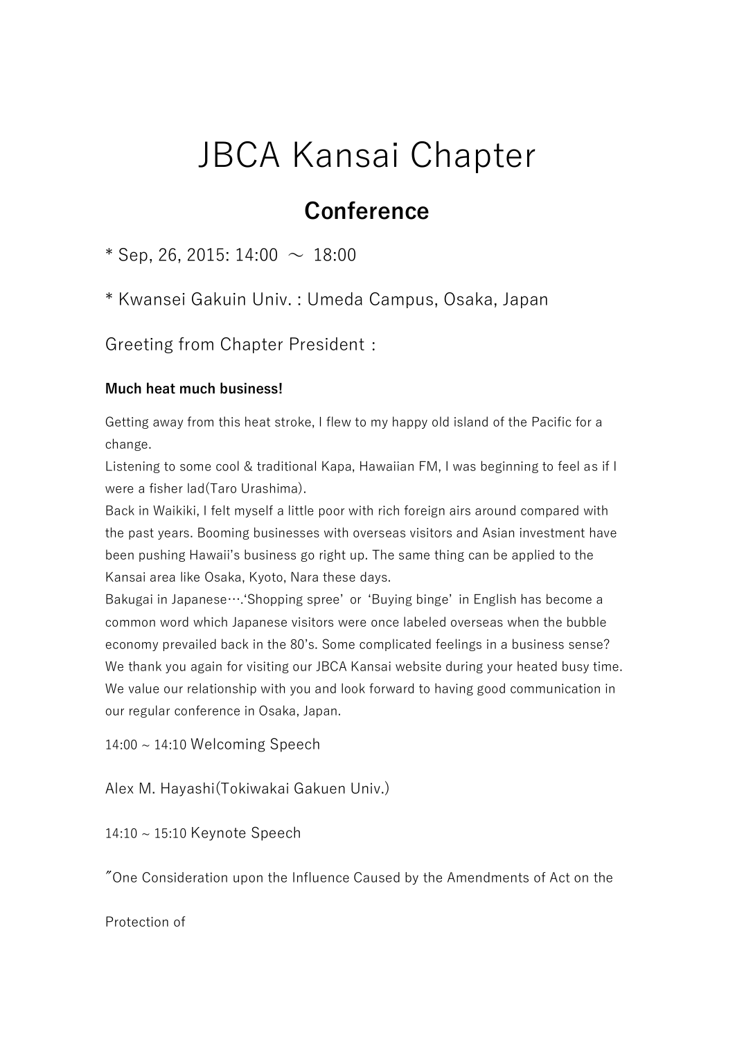# JBCA Kansai Chapter

## Conference

* Sep, 26, 2015: 14:00 ～ 18:00

* Kwansei Gakuin Univ. : Umeda Campus, Osaka, Japan

Greeting from Chapter President :

**Much heat much business!**

Getting away from this heat stroke, I flew to my happy old island of the Pacific for a change.
Listening to some cool & traditional Kapa, Hawaiian FM, I was beginning to feel as if I were a fisher lad(Taro Urashima).
Back in Waikiki, I felt myself a little poor with rich foreign airs around compared with the past years. Booming businesses with overseas visitors and Asian investment have been pushing Hawaii's business go right up. The same thing can be applied to the Kansai area like Osaka, Kyoto, Nara these days.
Bakugai in Japanese….'Shopping spree' or 'Buying binge' in English has become a common word which Japanese visitors were once labeled overseas when the bubble economy prevailed back in the 80's. Some complicated feelings in a business sense?
We thank you again for visiting our JBCA Kansai website during your heated busy time.
We value our relationship with you and look forward to having good communication in our regular conference in Osaka, Japan.

14:00 ~ 14:10 Welcoming Speech

Alex M. Hayashi(Tokiwakai Gakuen Univ.)

14:10 ~ 15:10 Keynote Speech

"One Consideration upon the Influence Caused by the Amendments of Act on the

Protection of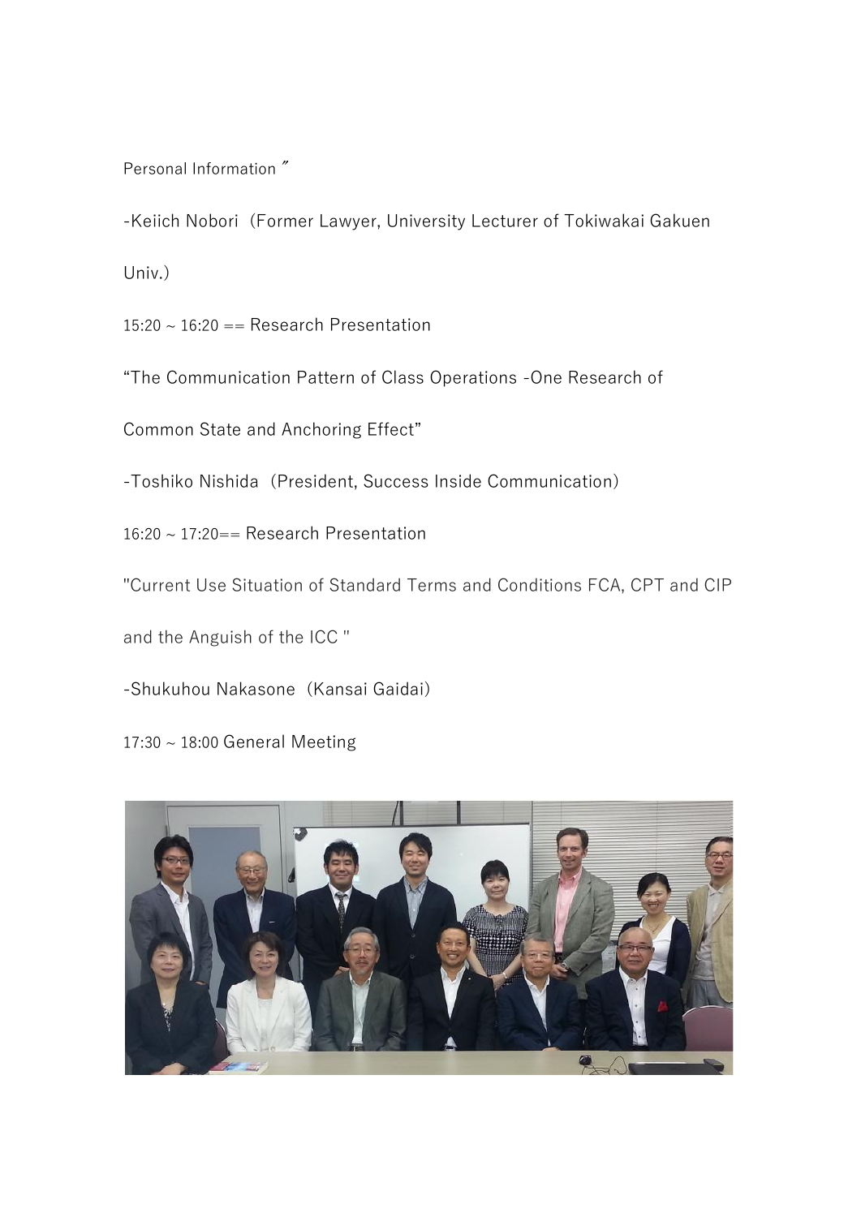Personal Information ″

-Keiich Nobori（Former Lawyer, University Lecturer of Tokiwakai Gakuen Univ.）

15:20 ~ 16:20 == Research Presentation

“The Communication Pattern of Class Operations -One Research of Common State and Anchoring Effect”

-Toshiko Nishida（President, Success Inside Communication）

16:20 ~ 17:20== Research Presentation

"Current Use Situation of Standard Terms and Conditions FCA, CPT and CIP and the Anguish of the ICC "

-Shukuhou Nakasone（Kansai Gaidai）

17:30 ~ 18:00 General Meeting